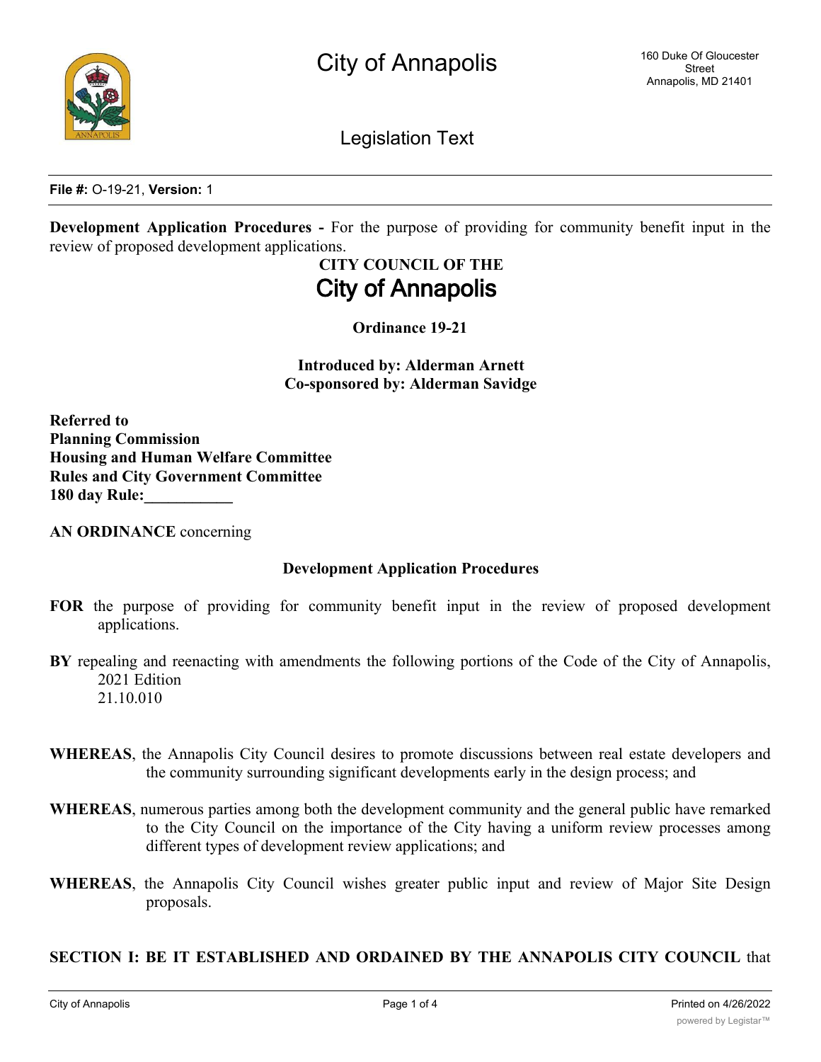# City of Annapolis

160 Duke Of Gloucester Street
Annapolis, MD 21401

## Legislation Text

**File #:** O-19-21, **Version:** 1

**Development Application Procedures -** For the purpose of providing for community benefit input in the review of proposed development applications.

**CITY COUNCIL OF THE**

**City of Annapolis**

**Ordinance 19-21**

**Introduced by: Alderman Arnett**
**Co-sponsored by: Alderman Savidge**

**Referred to**
**Planning Commission**
**Housing and Human Welfare Committee**
**Rules and City Government Committee**
**180 day Rule:___________**

**AN ORDINANCE** concerning

**Development Application Procedures**

**FOR** the purpose of providing for community benefit input in the review of proposed development applications.

**BY** repealing and reenacting with amendments the following portions of the Code of the City of Annapolis, 2021 Edition
21.10.010

**WHEREAS**, the Annapolis City Council desires to promote discussions between real estate developers and the community surrounding significant developments early in the design process; and

**WHEREAS**, numerous parties among both the development community and the general public have remarked to the City Council on the importance of the City having a uniform review processes among different types of development review applications; and

**WHEREAS**, the Annapolis City Council wishes greater public input and review of Major Site Design proposals.

**SECTION I: BE IT ESTABLISHED AND ORDAINED BY THE ANNAPOLIS CITY COUNCIL** that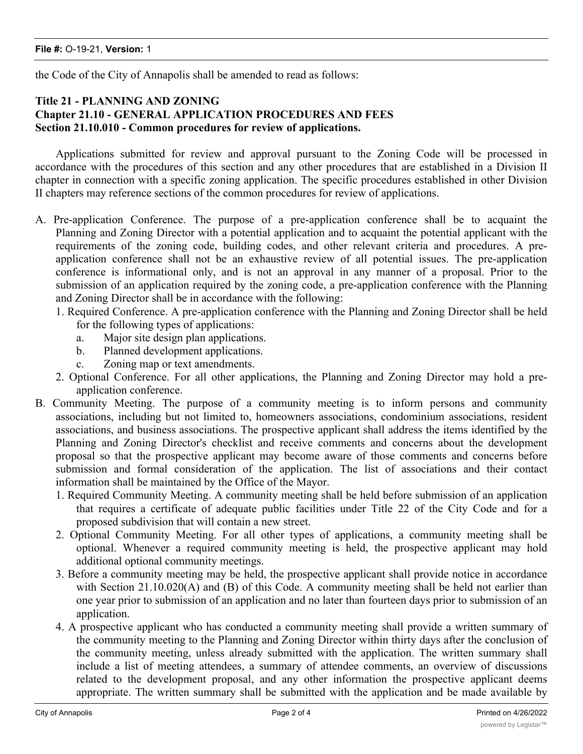the Code of the City of Annapolis shall be amended to read as follows:

**Title 21 - PLANNING AND ZONING**
**Chapter 21.10 - GENERAL APPLICATION PROCEDURES AND FEES**
**Section 21.10.010 - Common procedures for review of applications.**

Applications submitted for review and approval pursuant to the Zoning Code will be processed in accordance with the procedures of this section and any other procedures that are established in a Division II chapter in connection with a specific zoning application. The specific procedures established in other Division II chapters may reference sections of the common procedures for review of applications.

A. Pre-application Conference. The purpose of a pre-application conference shall be to acquaint the Planning and Zoning Director with a potential application and to acquaint the potential applicant with the requirements of the zoning code, building codes, and other relevant criteria and procedures. A pre-application conference shall not be an exhaustive review of all potential issues. The pre-application conference is informational only, and is not an approval in any manner of a proposal. Prior to the submission of an application required by the zoning code, a pre-application conference with the Planning and Zoning Director shall be in accordance with the following:
   1. Required Conference. A pre-application conference with the Planning and Zoning Director shall be held for the following types of applications:
      a. Major site design plan applications.
      b. Planned development applications.
      c. Zoning map or text amendments.
   2. Optional Conference. For all other applications, the Planning and Zoning Director may hold a pre-application conference.
B. Community Meeting. The purpose of a community meeting is to inform persons and community associations, including but not limited to, homeowners associations, condominium associations, resident associations, and business associations. The prospective applicant shall address the items identified by the Planning and Zoning Director's checklist and receive comments and concerns about the development proposal so that the prospective applicant may become aware of those comments and concerns before submission and formal consideration of the application. The list of associations and their contact information shall be maintained by the Office of the Mayor.
   1. Required Community Meeting. A community meeting shall be held before submission of an application that requires a certificate of adequate public facilities under Title 22 of the City Code and for a proposed subdivision that will contain a new street.
   2. Optional Community Meeting. For all other types of applications, a community meeting shall be optional. Whenever a required community meeting is held, the prospective applicant may hold additional optional community meetings.
   3. Before a community meeting may be held, the prospective applicant shall provide notice in accordance with Section 21.10.020(A) and (B) of this Code. A community meeting shall be held not earlier than one year prior to submission of an application and no later than fourteen days prior to submission of an application.
   4. A prospective applicant who has conducted a community meeting shall provide a written summary of the community meeting to the Planning and Zoning Director within thirty days after the conclusion of the community meeting, unless already submitted with the application. The written summary shall include a list of meeting attendees, a summary of attendee comments, an overview of discussions related to the development proposal, and any other information the prospective applicant deems appropriate. The written summary shall be submitted with the application and be made available by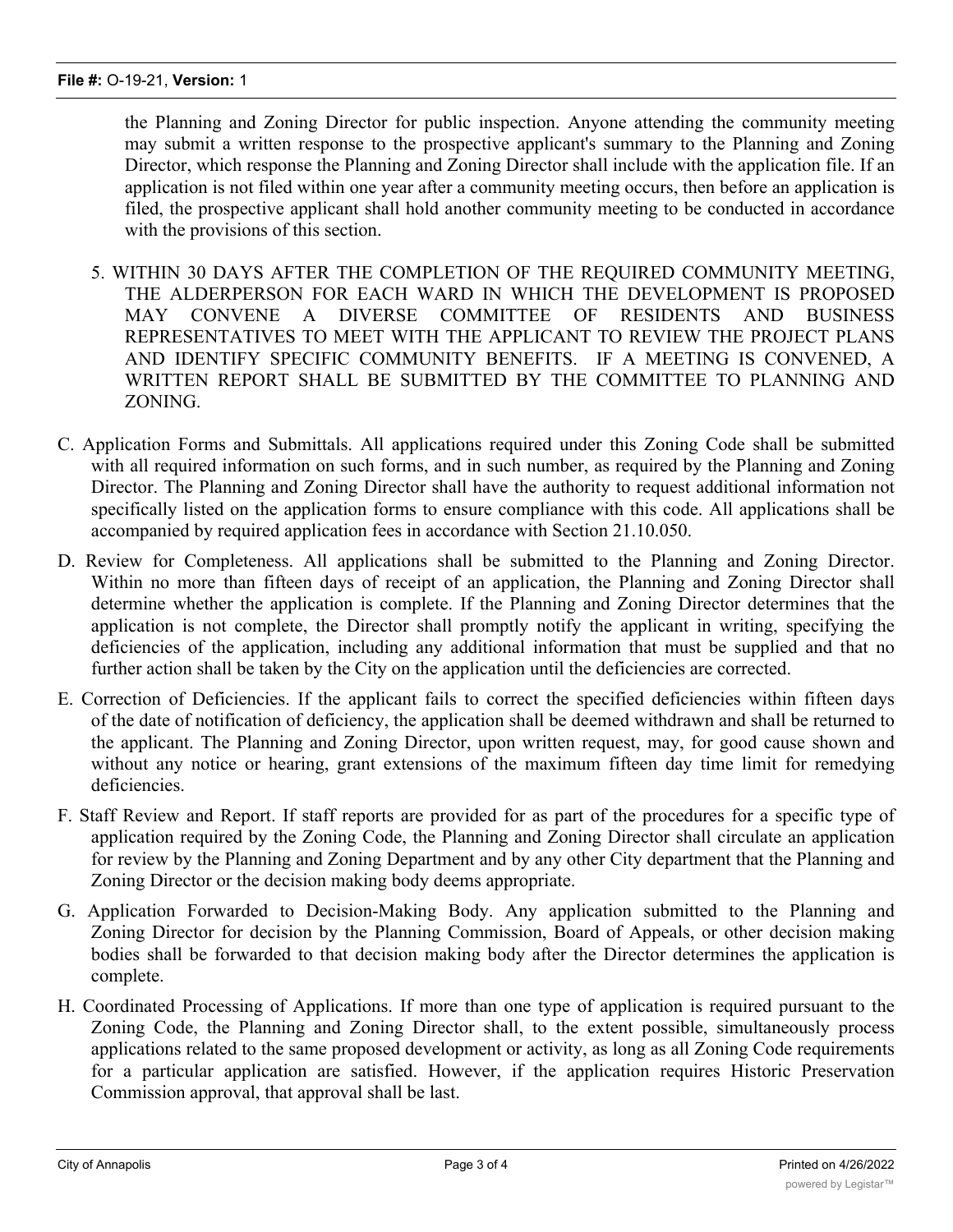the Planning and Zoning Director for public inspection. Anyone attending the community meeting may submit a written response to the prospective applicant's summary to the Planning and Zoning Director, which response the Planning and Zoning Director shall include with the application file. If an application is not filed within one year after a community meeting occurs, then before an application is filed, the prospective applicant shall hold another community meeting to be conducted in accordance with the provisions of this section.

5. WITHIN 30 DAYS AFTER THE COMPLETION OF THE REQUIRED COMMUNITY MEETING, THE ALDERPERSON FOR EACH WARD IN WHICH THE DEVELOPMENT IS PROPOSED MAY CONVENE A DIVERSE COMMITTEE OF RESIDENTS AND BUSINESS REPRESENTATIVES TO MEET WITH THE APPLICANT TO REVIEW THE PROJECT PLANS AND IDENTIFY SPECIFIC COMMUNITY BENEFITS. IF A MEETING IS CONVENED, A WRITTEN REPORT SHALL BE SUBMITTED BY THE COMMITTEE TO PLANNING AND ZONING.

C. Application Forms and Submittals. All applications required under this Zoning Code shall be submitted with all required information on such forms, and in such number, as required by the Planning and Zoning Director. The Planning and Zoning Director shall have the authority to request additional information not specifically listed on the application forms to ensure compliance with this code. All applications shall be accompanied by required application fees in accordance with Section 21.10.050.

D. Review for Completeness. All applications shall be submitted to the Planning and Zoning Director. Within no more than fifteen days of receipt of an application, the Planning and Zoning Director shall determine whether the application is complete. If the Planning and Zoning Director determines that the application is not complete, the Director shall promptly notify the applicant in writing, specifying the deficiencies of the application, including any additional information that must be supplied and that no further action shall be taken by the City on the application until the deficiencies are corrected.

E. Correction of Deficiencies. If the applicant fails to correct the specified deficiencies within fifteen days of the date of notification of deficiency, the application shall be deemed withdrawn and shall be returned to the applicant. The Planning and Zoning Director, upon written request, may, for good cause shown and without any notice or hearing, grant extensions of the maximum fifteen day time limit for remedying deficiencies.

F. Staff Review and Report. If staff reports are provided for as part of the procedures for a specific type of application required by the Zoning Code, the Planning and Zoning Director shall circulate an application for review by the Planning and Zoning Department and by any other City department that the Planning and Zoning Director or the decision making body deems appropriate.

G. Application Forwarded to Decision-Making Body. Any application submitted to the Planning and Zoning Director for decision by the Planning Commission, Board of Appeals, or other decision making bodies shall be forwarded to that decision making body after the Director determines the application is complete.

H. Coordinated Processing of Applications. If more than one type of application is required pursuant to the Zoning Code, the Planning and Zoning Director shall, to the extent possible, simultaneously process applications related to the same proposed development or activity, as long as all Zoning Code requirements for a particular application are satisfied. However, if the application requires Historic Preservation Commission approval, that approval shall be last.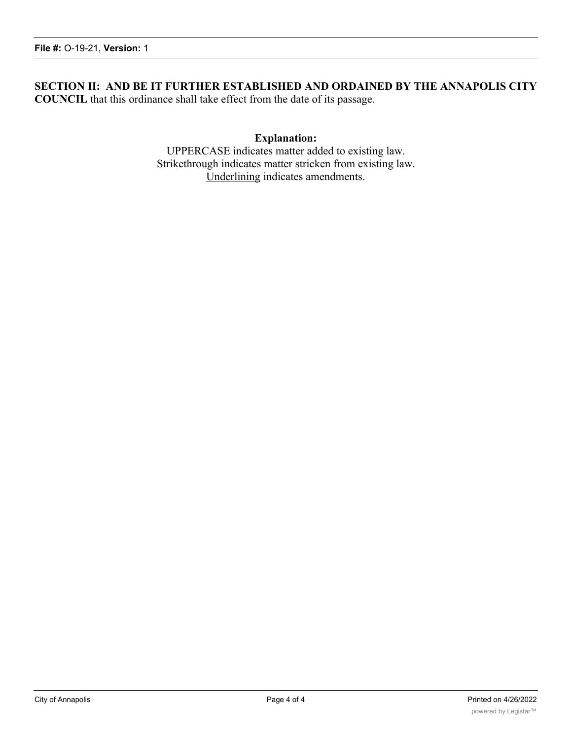**SECTION II: AND BE IT FURTHER ESTABLISHED AND ORDAINED BY THE ANNAPOLIS CITY COUNCIL** that this ordinance shall take effect from the date of its passage.

**Explanation:**

UPPERCASE indicates matter added to existing law.
~~Strikethrough~~ indicates matter stricken from existing law.
<u>Underlining</u> indicates amendments.